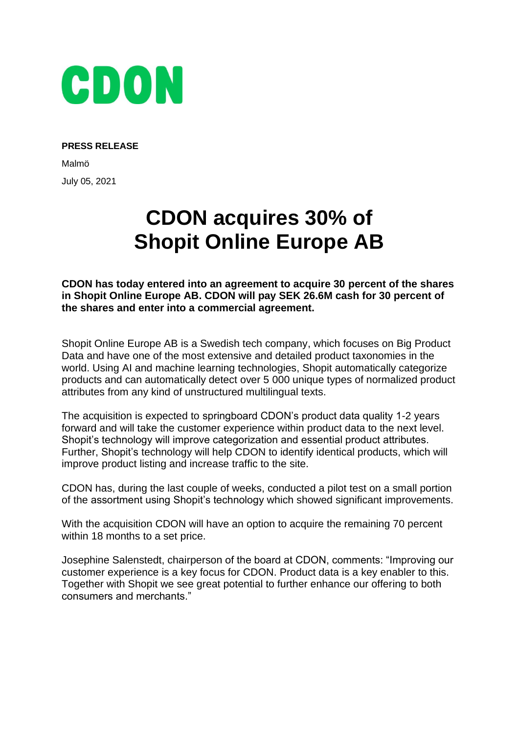CDON

**PRESS RELEASE**

Malmö

July 05, 2021

# CDON acquires 30% of Shopit Online Europe AB

**CDON has today entered into an agreement to acquire 30 percent of the shares in Shopit Online Europe AB. CDON will pay SEK 26.6M cash for 30 percent of the shares and enter into a commercial agreement.**

Shopit Online Europe AB is a Swedish tech company, which focuses on Big Product Data and have one of the most extensive and detailed product taxonomies in the world. Using AI and machine learning technologies, Shopit automatically categorize products and can automatically detect over 5 000 unique types of normalized product attributes from any kind of unstructured multilingual texts.

The acquisition is expected to springboard CDON's product data quality 1-2 years forward and will take the customer experience within product data to the next level. Shopit's technology will improve categorization and essential product attributes. Further, Shopit's technology will help CDON to identify identical products, which will improve product listing and increase traffic to the site.

CDON has, during the last couple of weeks, conducted a pilot test on a small portion of the assortment using Shopit's technology which showed significant improvements.

With the acquisition CDON will have an option to acquire the remaining 70 percent within 18 months to a set price.

Josephine Salenstedt, chairperson of the board at CDON, comments: "Improving our customer experience is a key focus for CDON. Product data is a key enabler to this. Together with Shopit we see great potential to further enhance our offering to both consumers and merchants."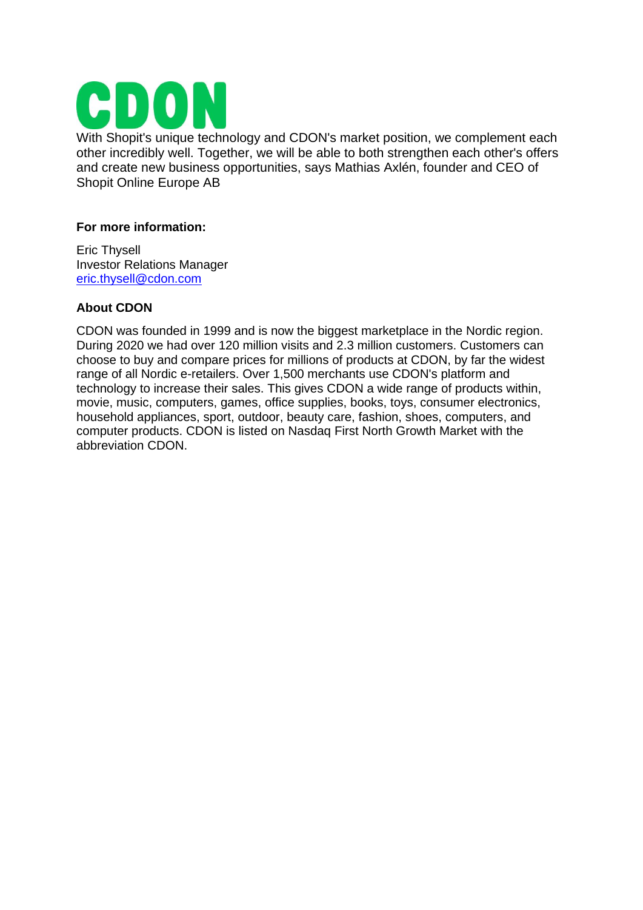With Shopit's unique technology and CDON's market position, we complement each other incredibly well. Together, we will be able to both strengthen each other's offers and create new business opportunities, says Mathias Axlén, founder and CEO of Shopit Online Europe AB

**For more information:**

Eric Thysell
Investor Relations Manager
eric.thysell@cdon.com

**About CDON**

CDON was founded in 1999 and is now the biggest marketplace in the Nordic region. During 2020 we had over 120 million visits and 2.3 million customers. Customers can choose to buy and compare prices for millions of products at CDON, by far the widest range of all Nordic e-retailers. Over 1,500 merchants use CDON's platform and technology to increase their sales. This gives CDON a wide range of products within, movie, music, computers, games, office supplies, books, toys, consumer electronics, household appliances, sport, outdoor, beauty care, fashion, shoes, computers, and computer products. CDON is listed on Nasdaq First North Growth Market with the abbreviation CDON.